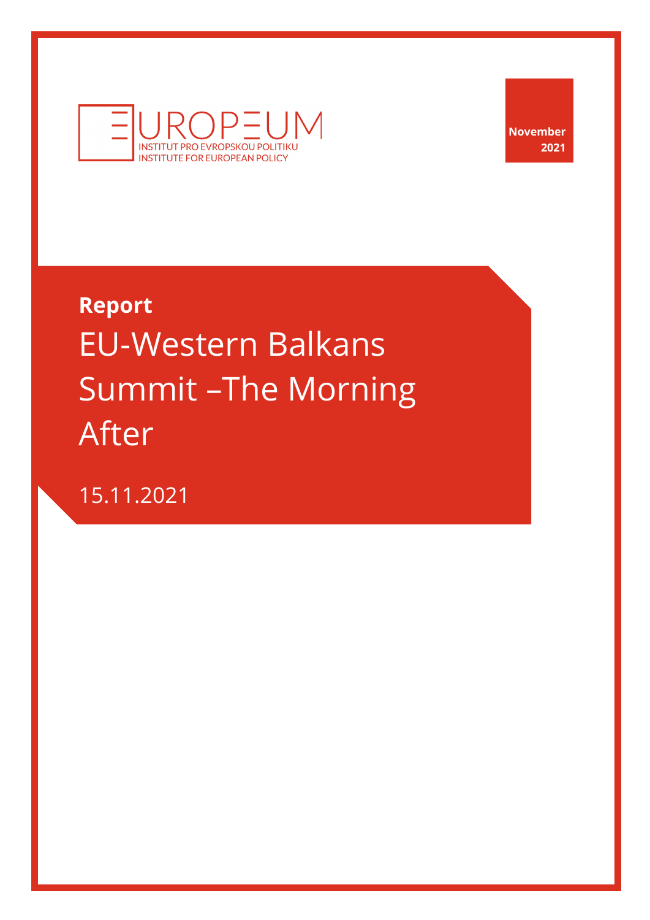EUROPEUM
INSTITUT PRO EVROPSKOU POLITIKU
INSTITUTE FOR EUROPEAN POLICY

**November 2021**

**Report**

# EU-Western Balkans Summit –The Morning After

15.11.2021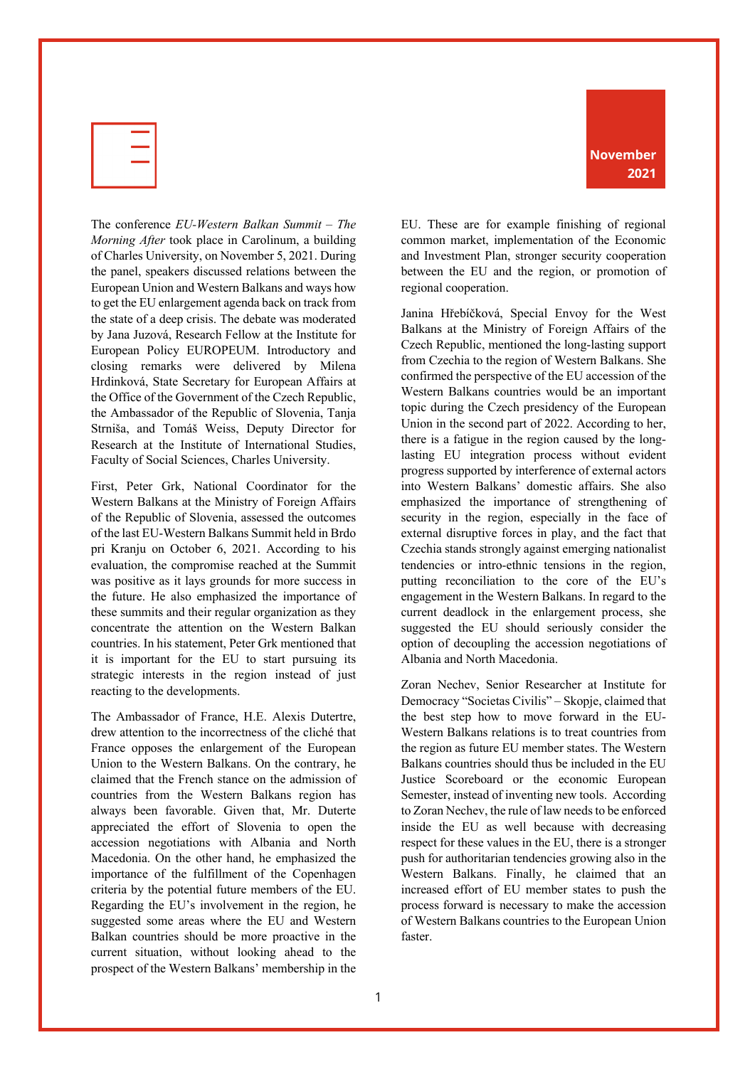November 2021

The conference *EU-Western Balkan Summit – The Morning After* took place in Carolinum, a building of Charles University, on November 5, 2021. During the panel, speakers discussed relations between the European Union and Western Balkans and ways how to get the EU enlargement agenda back on track from the state of a deep crisis. The debate was moderated by Jana Juzová, Research Fellow at the Institute for European Policy EUROPEUM. Introductory and closing remarks were delivered by Milena Hrdinková, State Secretary for European Affairs at the Office of the Government of the Czech Republic, the Ambassador of the Republic of Slovenia, Tanja Strniša, and Tomáš Weiss, Deputy Director for Research at the Institute of International Studies, Faculty of Social Sciences, Charles University.

First, Peter Grk, National Coordinator for the Western Balkans at the Ministry of Foreign Affairs of the Republic of Slovenia, assessed the outcomes of the last EU-Western Balkans Summit held in Brdo pri Kranju on October 6, 2021. According to his evaluation, the compromise reached at the Summit was positive as it lays grounds for more success in the future. He also emphasized the importance of these summits and their regular organization as they concentrate the attention on the Western Balkan countries. In his statement, Peter Grk mentioned that it is important for the EU to start pursuing its strategic interests in the region instead of just reacting to the developments.

The Ambassador of France, H.E. Alexis Dutertre, drew attention to the incorrectness of the cliché that France opposes the enlargement of the European Union to the Western Balkans. On the contrary, he claimed that the French stance on the admission of countries from the Western Balkans region has always been favorable. Given that, Mr. Duterte appreciated the effort of Slovenia to open the accession negotiations with Albania and North Macedonia. On the other hand, he emphasized the importance of the fulfillment of the Copenhagen criteria by the potential future members of the EU. Regarding the EU's involvement in the region, he suggested some areas where the EU and Western Balkan countries should be more proactive in the current situation, without looking ahead to the prospect of the Western Balkans' membership in the EU. These are for example finishing of regional common market, implementation of the Economic and Investment Plan, stronger security cooperation between the EU and the region, or promotion of regional cooperation.

Janina Hřebíčková, Special Envoy for the West Balkans at the Ministry of Foreign Affairs of the Czech Republic, mentioned the long-lasting support from Czechia to the region of Western Balkans. She confirmed the perspective of the EU accession of the Western Balkans countries would be an important topic during the Czech presidency of the European Union in the second part of 2022. According to her, there is a fatigue in the region caused by the long-lasting EU integration process without evident progress supported by interference of external actors into Western Balkans' domestic affairs. She also emphasized the importance of strengthening of security in the region, especially in the face of external disruptive forces in play, and the fact that Czechia stands strongly against emerging nationalist tendencies or intro-ethnic tensions in the region, putting reconciliation to the core of the EU's engagement in the Western Balkans. In regard to the current deadlock in the enlargement process, she suggested the EU should seriously consider the option of decoupling the accession negotiations of Albania and North Macedonia.

Zoran Nechev, Senior Researcher at Institute for Democracy "Societas Civilis" – Skopje, claimed that the best step how to move forward in the EU-Western Balkans relations is to treat countries from the region as future EU member states. The Western Balkans countries should thus be included in the EU Justice Scoreboard or the economic European Semester, instead of inventing new tools. According to Zoran Nechev, the rule of law needs to be enforced inside the EU as well because with decreasing respect for these values in the EU, there is a stronger push for authoritarian tendencies growing also in the Western Balkans. Finally, he claimed that an increased effort of EU member states to push the process forward is necessary to make the accession of Western Balkans countries to the European Union faster.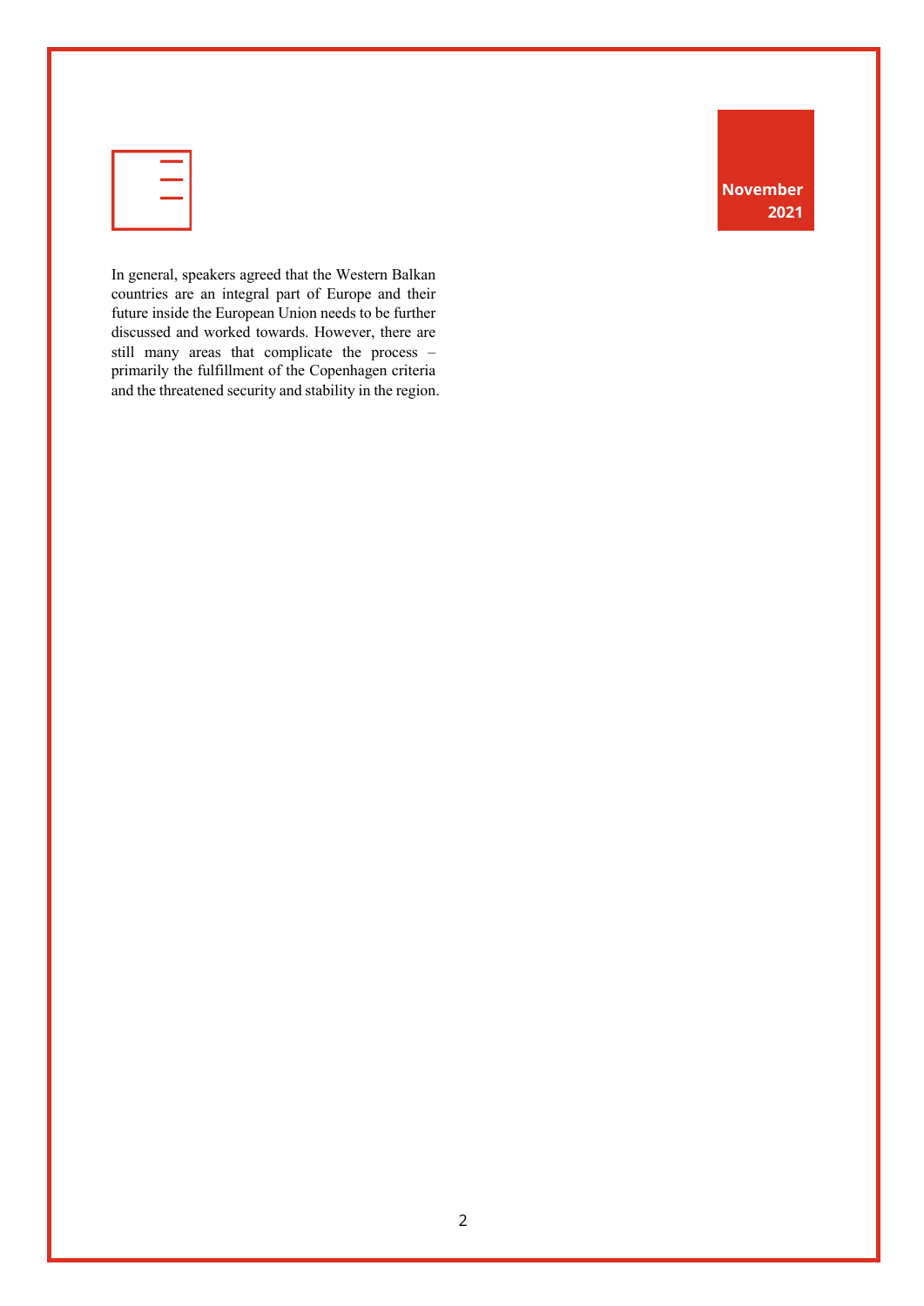In general, speakers agreed that the Western Balkan countries are an integral part of Europe and their future inside the European Union needs to be further discussed and worked towards. However, there are still many areas that complicate the process – primarily the fulfillment of the Copenhagen criteria and the threatened security and stability in the region.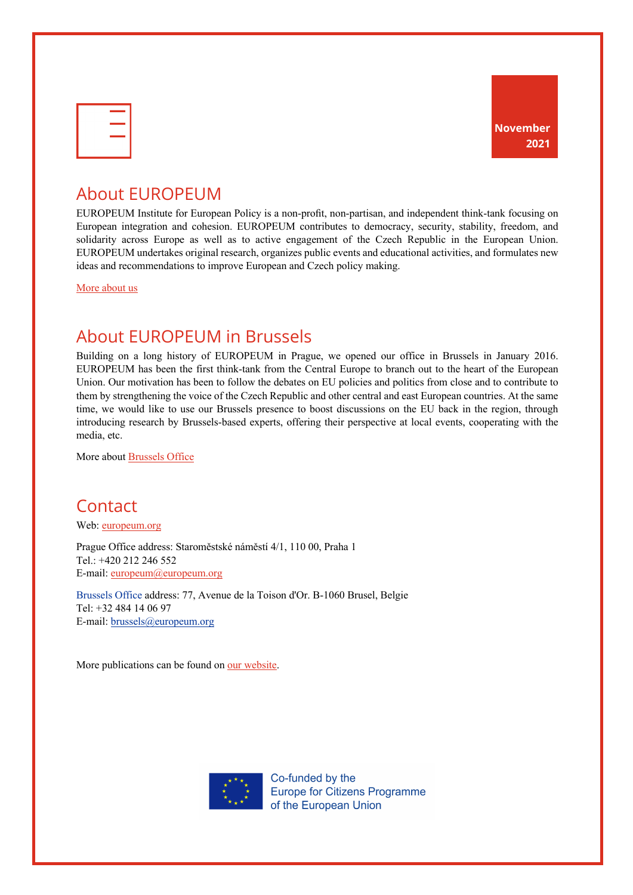November 2021

## About EUROPEUM

EUROPEUM Institute for European Policy is a non-profit, non-partisan, and independent think-tank focusing on European integration and cohesion. EUROPEUM contributes to democracy, security, stability, freedom, and solidarity across Europe as well as to active engagement of the Czech Republic in the European Union. EUROPEUM undertakes original research, organizes public events and educational activities, and formulates new ideas and recommendations to improve European and Czech policy making.

More about us

## About EUROPEUM in Brussels

Building on a long history of EUROPEUM in Prague, we opened our office in Brussels in January 2016. EUROPEUM has been the first think-tank from the Central Europe to branch out to the heart of the European Union. Our motivation has been to follow the debates on EU policies and politics from close and to contribute to them by strengthening the voice of the Czech Republic and other central and east European countries. At the same time, we would like to use our Brussels presence to boost discussions on the EU back in the region, through introducing research by Brussels-based experts, offering their perspective at local events, cooperating with the media, etc.

More about Brussels Office

## Contact

Web: europeum.org

Prague Office address: Staroměstské náměstí 4/1, 110 00, Praha 1
Tel.: +420 212 246 552
E-mail: europeum@europeum.org

Brussels Office address: 77, Avenue de la Toison d'Or. B-1060 Brusel, Belgie
Tel: +32 484 14 06 97
E-mail: brussels@europeum.org

More publications can be found on our website.

Co-funded by the Europe for Citizens Programme of the European Union